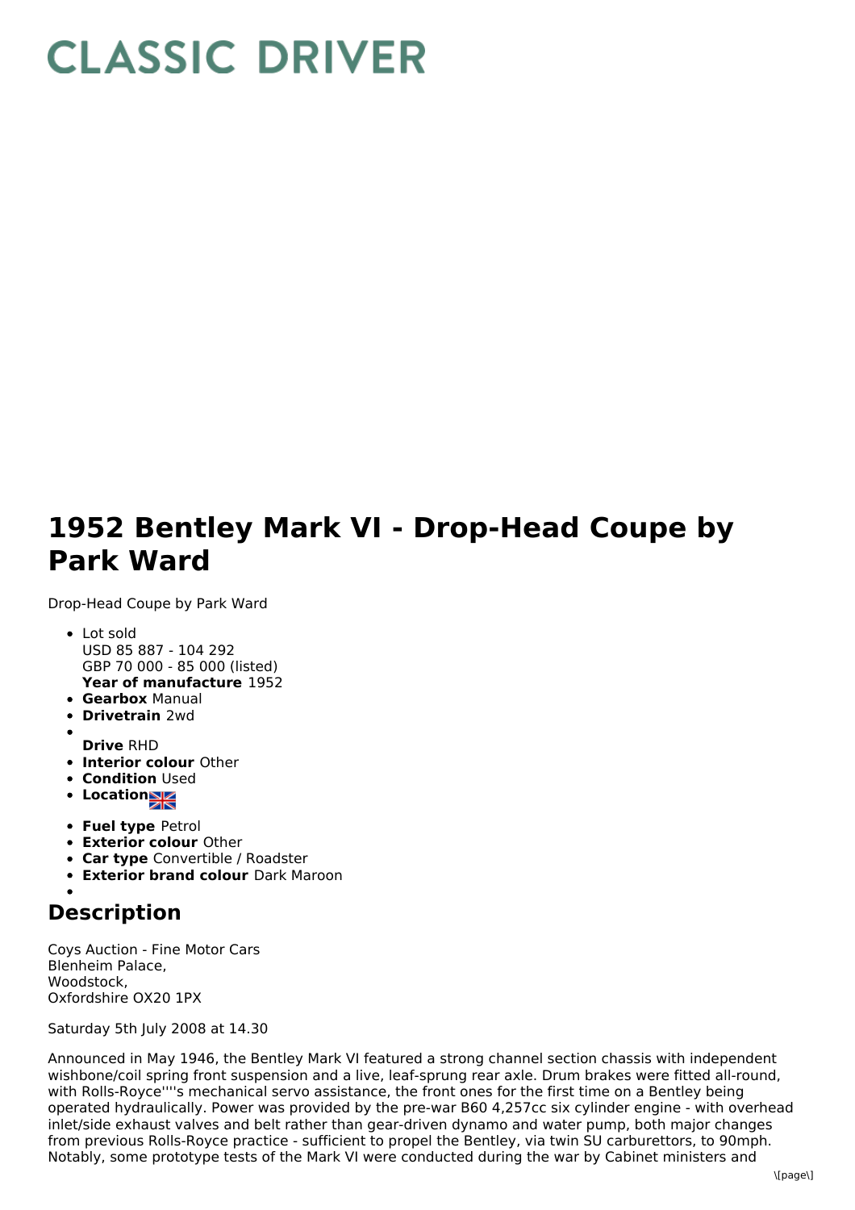# CLASSIC DRIVER

# 1952 Bentley Mark VI - Drop-Head Coupe by Park Ward

Drop-Head Coupe by Park Ward

- Lot sold
  USD 85 887 - 104 292
  GBP 70 000 - 85 000 (listed)
  **Year of manufacture** 1952
- **Gearbox** Manual
- **Drivetrain** 2wd
- 
  **Drive** RHD
- **Interior colour** Other
- **Condition** Used
- **Location**
- **Fuel type** Petrol
- **Exterior colour** Other
- **Car type** Convertible / Roadster
- **Exterior brand colour** Dark Maroon
- 

## Description

Coys Auction - Fine Motor Cars
Blenheim Palace,
Woodstock,
Oxfordshire OX20 1PX

Saturday 5th July 2008 at 14.30

Announced in May 1946, the Bentley Mark VI featured a strong channel section chassis with independent wishbone/coil spring front suspension and a live, leaf-sprung rear axle. Drum brakes were fitted all-round, with Rolls-Royce''''s mechanical servo assistance, the front ones for the first time on a Bentley being operated hydraulically. Power was provided by the pre-war B60 4,257cc six cylinder engine - with overhead inlet/side exhaust valves and belt rather than gear-driven dynamo and water pump, both major changes from previous Rolls-Royce practice - sufficient to propel the Bentley, via twin SU carburettors, to 90mph. Notably, some prototype tests of the Mark VI were conducted during the war by Cabinet ministers and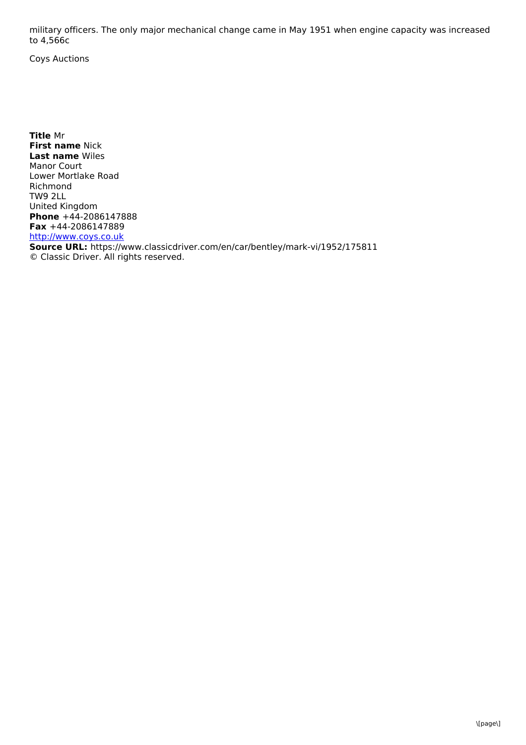military officers. The only major mechanical change came in May 1951 when engine capacity was increased to 4,566c

Coys Auctions

**Title** Mr
**First name** Nick
**Last name** Wiles
Manor Court
Lower Mortlake Road
Richmond
TW9 2LL
United Kingdom
**Phone** +44-2086147888
**Fax** +44-2086147889
http://www.coys.co.uk
**Source URL:** https://www.classicdriver.com/en/car/bentley/mark-vi/1952/175811
© Classic Driver. All rights reserved.